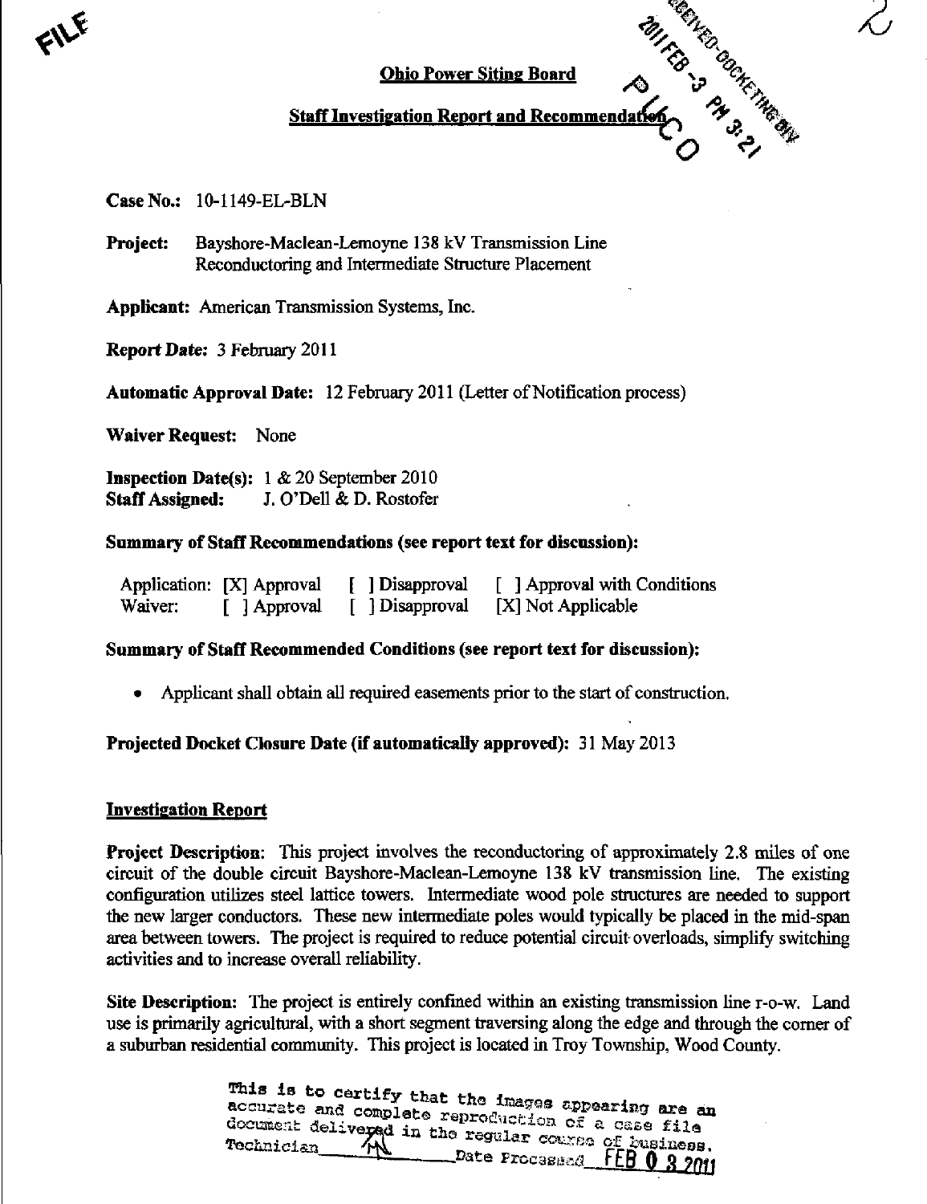FILE

**Ohio Power Siting Board**

**Staff Investigation Report and Recommendation**

RECEIVED-DOCKETING DIV
2011 FEB -3 PM 3:21
PUCO

**Case No.:** 10-1149-EL-BLN

**Project:** Bayshore-Maclean-Lemoyne 138 kV Transmission Line Reconductoring and Intermediate Structure Placement

**Applicant:** American Transmission Systems, Inc.

**Report Date:** 3 February 2011

**Automatic Approval Date:** 12 February 2011 (Letter of Notification process)

**Waiver Request:** None

**Inspection Date(s):** 1 & 20 September 2010
**Staff Assigned:** J. O'Dell & D. Rostofer

**Summary of Staff Recommendations (see report text for discussion):**

| | | | |
|---|---|---|---|
| Application: | [X] Approval | [ ] Disapproval | [ ] Approval with Conditions |
| Waiver: | [ ] Approval | [ ] Disapproval | [X] Not Applicable |

**Summary of Staff Recommended Conditions (see report text for discussion):**

- Applicant shall obtain all required easements prior to the start of construction.

**Projected Docket Closure Date (if automatically approved):** 31 May 2013

**Investigation Report**

**Project Description:** This project involves the reconductoring of approximately 2.8 miles of one circuit of the double circuit Bayshore-Maclean-Lemoyne 138 kV transmission line. The existing configuration utilizes steel lattice towers. Intermediate wood pole structures are needed to support the new larger conductors. These new intermediate poles would typically be placed in the mid-span area between towers. The project is required to reduce potential circuit overloads, simplify switching activities and to increase overall reliability.

**Site Description:** The project is entirely confined within an existing transmission line r-o-w. Land use is primarily agricultural, with a short segment traversing along the edge and through the corner of a suburban residential community. This project is located in Troy Township, Wood County.

This is to certify that the images appearing are an accurate and complete reproduction of a case file document delivered in the regular course of business.
Technician ___MM___ Date Processed FEB 03 2011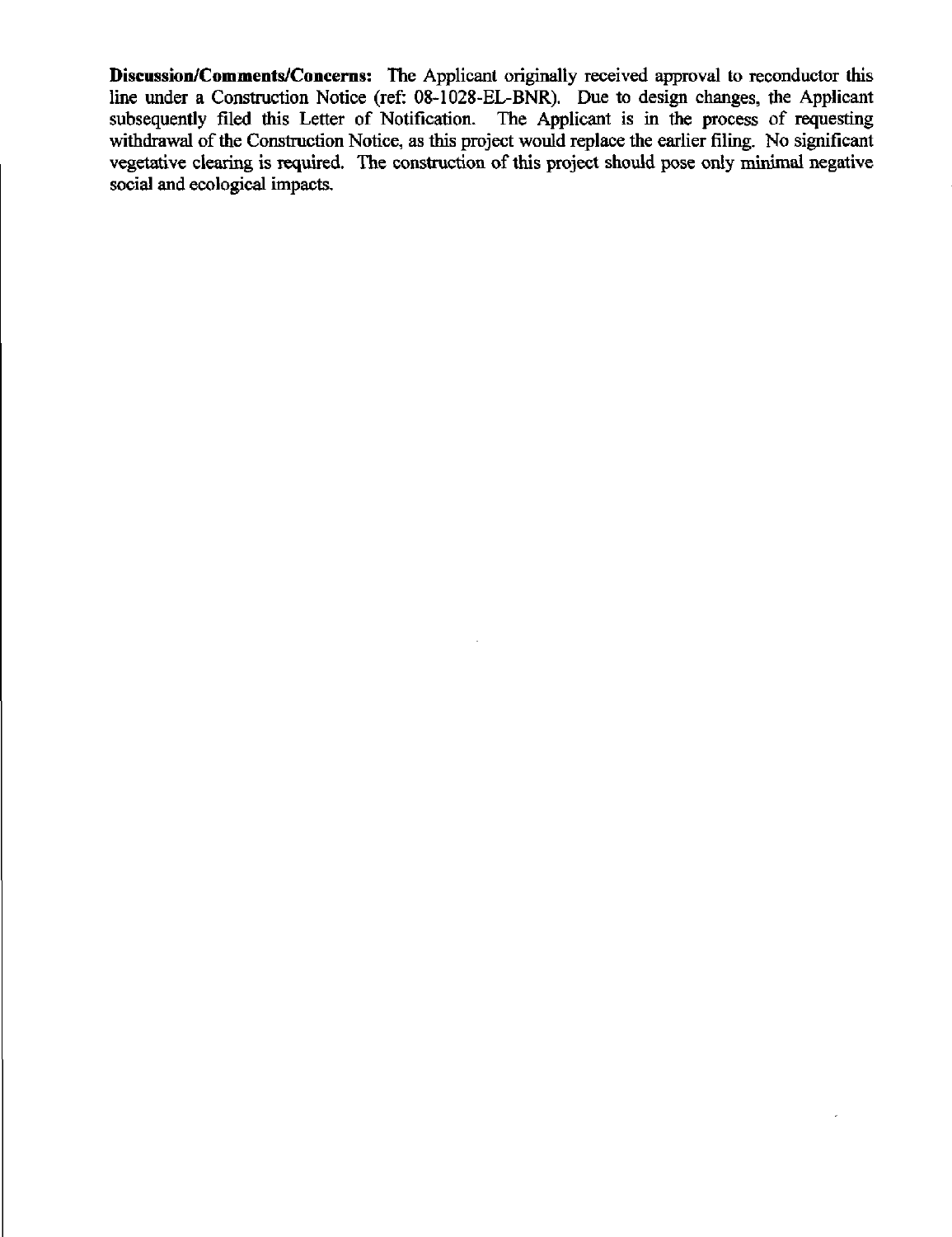**Discussion/Comments/Concerns:** The Applicant originally received approval to reconductor this line under a Construction Notice (ref: 08-1028-EL-BNR). Due to design changes, the Applicant subsequently filed this Letter of Notification. The Applicant is in the process of requesting withdrawal of the Construction Notice, as this project would replace the earlier filing. No significant vegetative clearing is required. The construction of this project should pose only minimal negative social and ecological impacts.